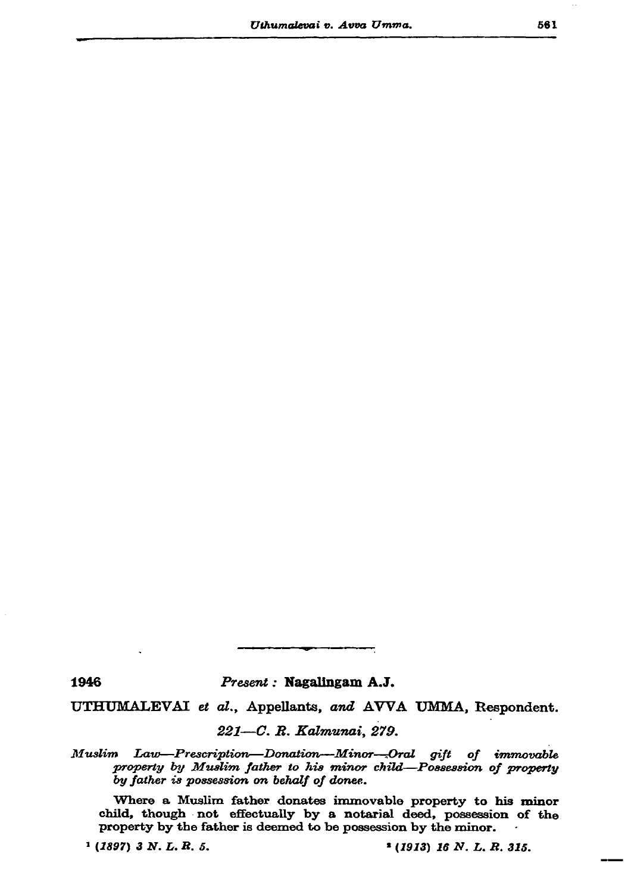1946 *Present :* **Nagalingam A.J.**

UTHUMALEVAI *et al.*, Appellants, *and* AVVA UMMA, Respondent.

*221—C. R. Kalmunai, 279.*

*Muslim Law—Prescription—Donation—Minor—Oral gift of immovable property by Muslim father to his minor child—Possession of property by father is possession on behalf of donee.*

Where a Muslim father donates immovable property to his minor child, though not effectually by a notarial deed, possession of the property by the father is deemed to be possession by the minor.

[1] *(1897) 3 N. L. R. 5.*

[2] *(1913) 16 N. L. R. 315.*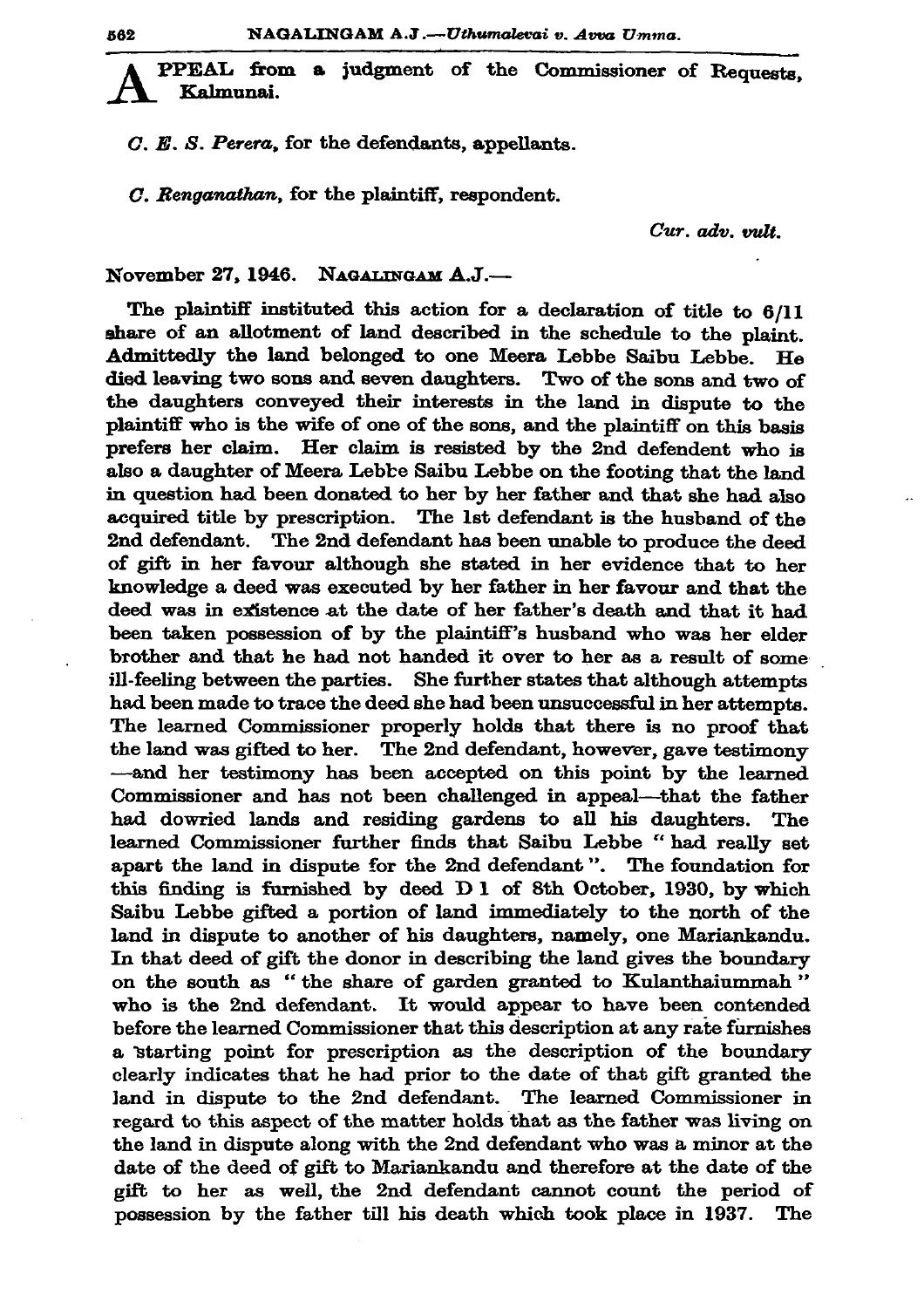APPEAL from a judgment of the Commissioner of Requests, Kalmunai.

*C. E. S. Perera*, for the defendants, appellants.

*C. Renganathan*, for the plaintiff, respondent.

*Cur. adv. vult.*

November 27, 1946. NAGALINGAM A.J.—

The plaintiff instituted this action for a declaration of title to 6/11 share of an allotment of land described in the schedule to the plaint. Admittedly the land belonged to one Meera Lebbe Saibu Lebbe. He died leaving two sons and seven daughters. Two of the sons and two of the daughters conveyed their interests in the land in dispute to the plaintiff who is the wife of one of the sons, and the plaintiff on this basis prefers her claim. Her claim is resisted by the 2nd defendent who is also a daughter of Meera Lebbe Saibu Lebbe on the footing that the land in question had been donated to her by her father and that she had also acquired title by prescription. The 1st defendant is the husband of the 2nd defendant. The 2nd defendant has been unable to produce the deed of gift in her favour although she stated in her evidence that to her knowledge a deed was executed by her father in her favour and that the deed was in existence at the date of her father's death and that it had been taken possession of by the plaintiff's husband who was her elder brother and that he had not handed it over to her as a result of some ill-feeling between the parties. She further states that although attempts had been made to trace the deed she had been unsuccessful in her attempts. The learned Commissioner properly holds that there is no proof that the land was gifted to her. The 2nd defendant, however, gave testimony —and her testimony has been accepted on this point by the learned Commissioner and has not been challenged in appeal—that the father had dowried lands and residing gardens to all his daughters. The learned Commissioner further finds that Saibu Lebbe " had really set apart the land in dispute for the 2nd defendant ". The foundation for this finding is furnished by deed D 1 of 8th October, 1930, by which Saibu Lebbe gifted a portion of land immediately to the north of the land in dispute to another of his daughters, namely, one Mariankandu. In that deed of gift the donor in describing the land gives the boundary on the south as " the share of garden granted to Kulanthaiummah " who is the 2nd defendant. It would appear to have been contended before the learned Commissioner that this description at any rate furnishes a starting point for prescription as the description of the boundary clearly indicates that he had prior to the date of that gift granted the land in dispute to the 2nd defendant. The learned Commissioner in regard to this aspect of the matter holds that as the father was living on the land in dispute along with the 2nd defendant who was a minor at the date of the deed of gift to Mariankandu and therefore at the date of the gift to her as well, the 2nd defendant cannot count the period of possession by the father till his death which took place in 1937. The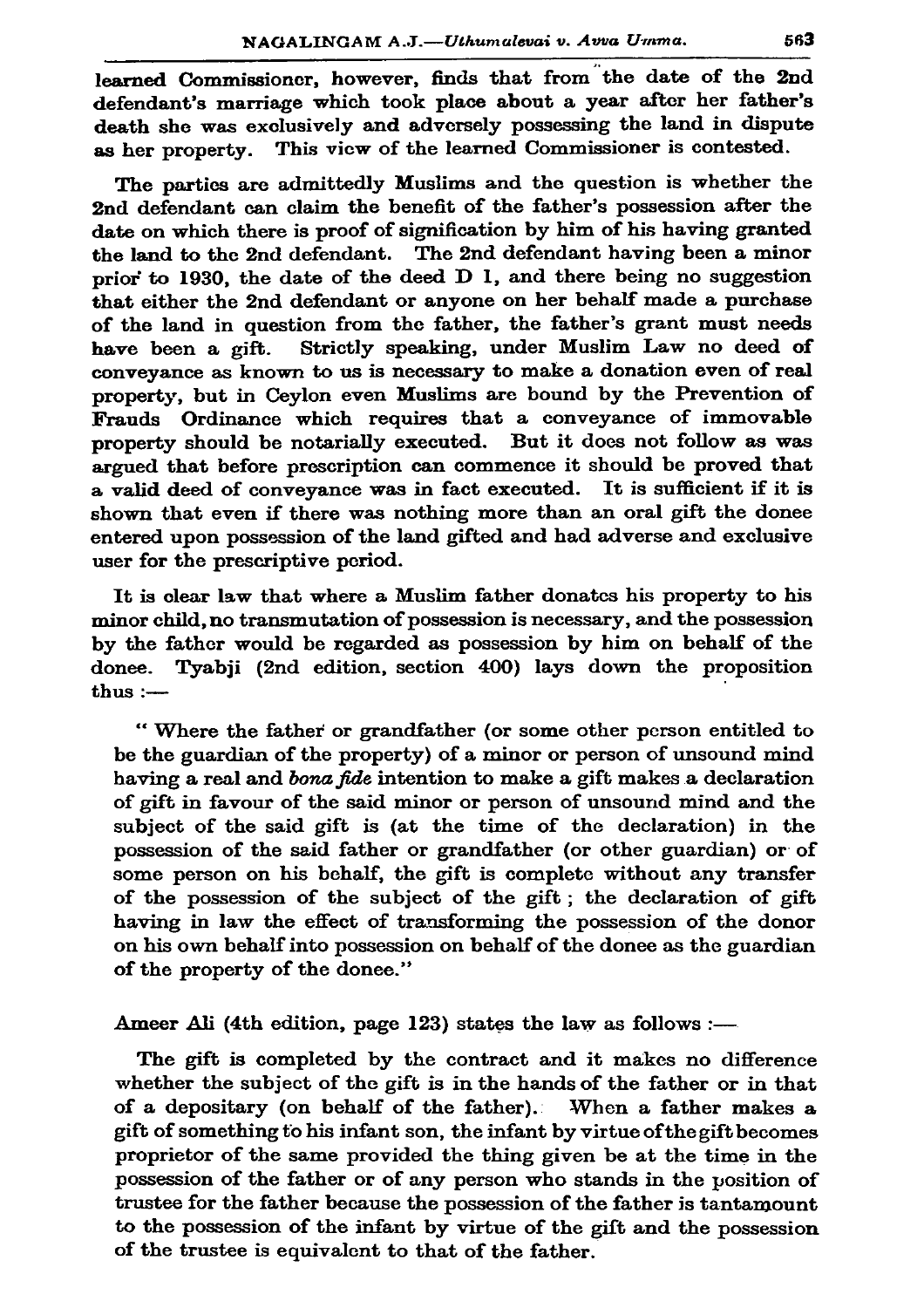learned Commissioner, however, finds that from the date of the 2nd defendant's marriage which took place about a year after her father's death she was exclusively and adversely possessing the land in dispute as her property. This view of the learned Commissioner is contested.

The parties are admittedly Muslims and the question is whether the 2nd defendant can claim the benefit of the father's possession after the date on which there is proof of signification by him of his having granted the land to the 2nd defendant. The 2nd defendant having been a minor prior to 1930, the date of the deed D 1, and there being no suggestion that either the 2nd defendant or anyone on her behalf made a purchase of the land in question from the father, the father's grant must needs have been a gift. Strictly speaking, under Muslim Law no deed of conveyance as known to us is necessary to make a donation even of real property, but in Ceylon even Muslims are bound by the Prevention of Frauds Ordinance which requires that a conveyance of immovable property should be notarially executed. But it does not follow as was argued that before prescription can commence it should be proved that a valid deed of conveyance was in fact executed. It is sufficient if it is shown that even if there was nothing more than an oral gift the donee entered upon possession of the land gifted and had adverse and exclusive user for the prescriptive period.

It is clear law that where a Muslim father donates his property to his minor child, no transmutation of possession is necessary, and the possession by the father would be regarded as possession by him on behalf of the donee. Tyabji (2nd edition, section 400) lays down the proposition thus :—

> " Where the father or grandfather (or some other person entitled to be the guardian of the property) of a minor or person of unsound mind having a real and *bona fide* intention to make a gift makes a declaration of gift in favour of the said minor or person of unsound mind and the subject of the said gift is (at the time of the declaration) in the possession of the said father or grandfather (or other guardian) or of some person on his behalf, the gift is complete without any transfer of the possession of the subject of the gift ; the declaration of gift having in law the effect of transforming the possession of the donor on his own behalf into possession on behalf of the donee as the guardian of the property of the donee."

Ameer Ali (4th edition, page 123) states the law as follows :—

> The gift is completed by the contract and it makes no difference whether the subject of the gift is in the hands of the father or in that of a depositary (on behalf of the father). When a father makes a gift of something to his infant son, the infant by virtue of the gift becomes proprietor of the same provided the thing given be at the time in the possession of the father or of any person who stands in the position of trustee for the father because the possession of the father is tantamount to the possession of the infant by virtue of the gift and the possession of the trustee is equivalent to that of the father.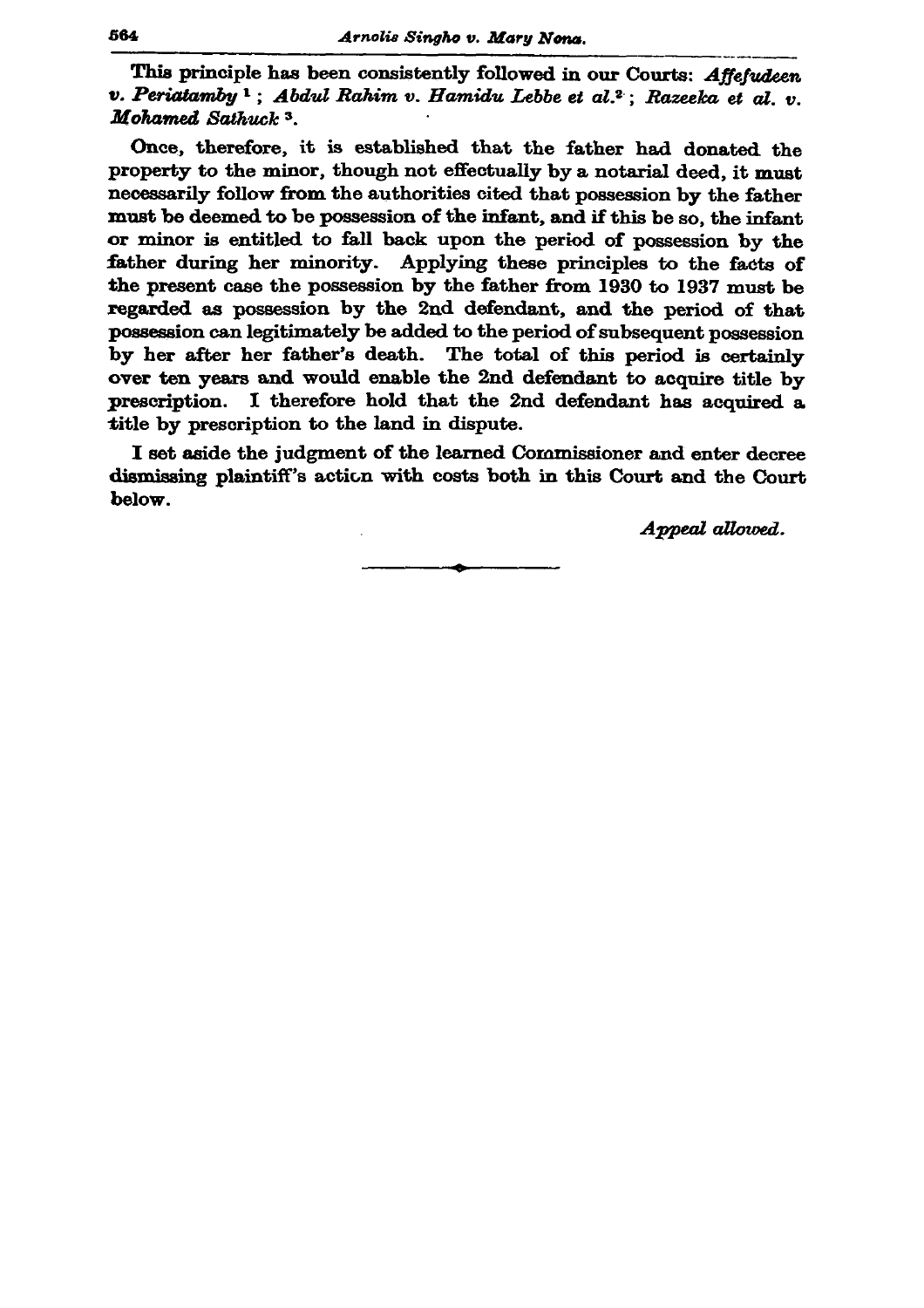This principle has been consistently followed in our Courts: *Affefudeen v. Periatamby* [1]; *Abdul Rahim v. Hamidu Lebbe et al.* [2]; *Razeeka et al. v. Mohamed Sathuck* [3].

Once, therefore, it is established that the father had donated the property to the minor, though not effectually by a notarial deed, it must necessarily follow from the authorities cited that possession by the father must be deemed to be possession of the infant, and if this be so, the infant or minor is entitled to fall back upon the period of possession by the father during her minority. Applying these principles to the facts of the present case the possession by the father from 1930 to 1937 must be regarded as possession by the 2nd defendant, and the period of that possession can legitimately be added to the period of subsequent possession by her after her father's death. The total of this period is certainly over ten years and would enable the 2nd defendant to acquire title by prescription. I therefore hold that the 2nd defendant has acquired a title by prescription to the land in dispute.

I set aside the judgment of the learned Commissioner and enter decree dismissing plaintiff's action with costs both in this Court and the Court below.

*Appeal allowed.*